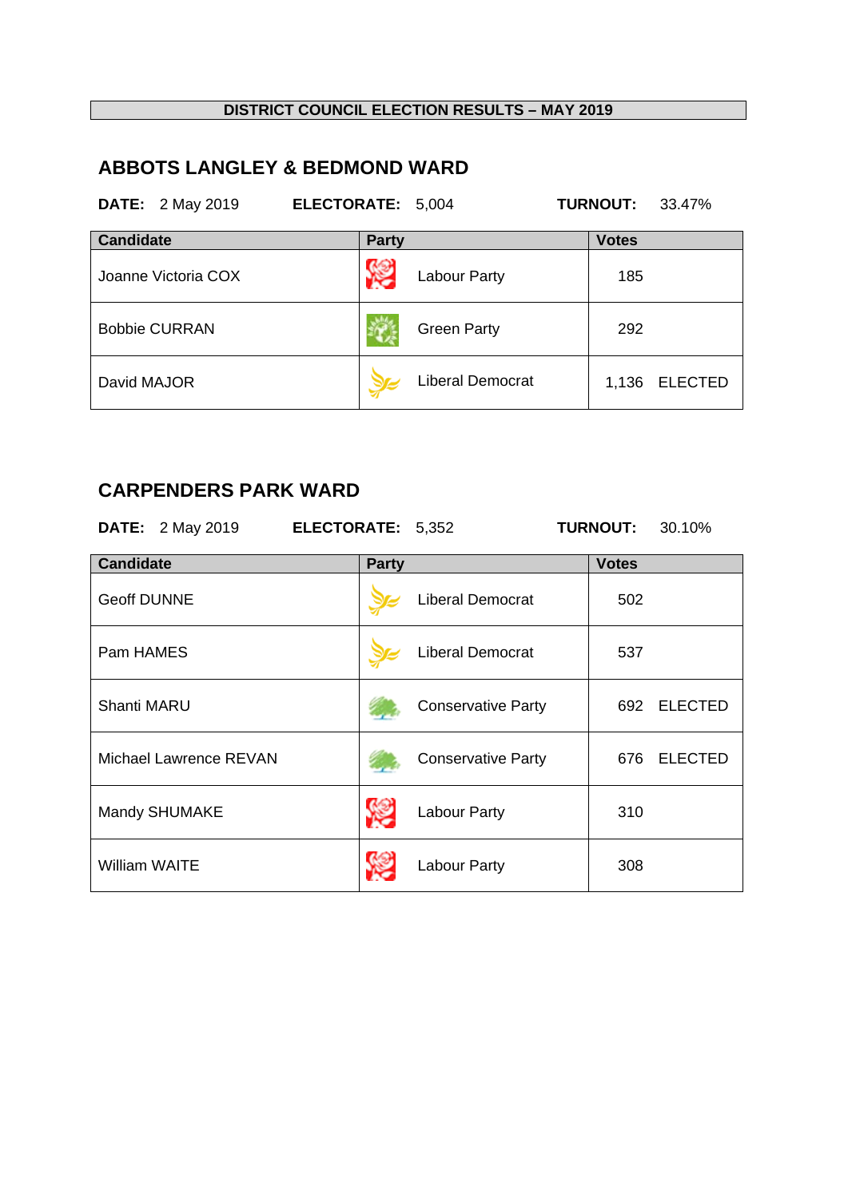**DISTRICT COUNCIL ELECTION RESULTS – MAY 2019**

## ABBOTS LANGLEY & BEDMOND WARD

**DATE:** 2 May 2019 **ELECTORATE:** 5,004 **TURNOUT:** 33.47%

| Candidate | Party | Votes |
|---|---|---|
| Joanne Victoria COX | Labour Party | 185 |
| Bobbie CURRAN | Green Party | 292 |
| David MAJOR | Liberal Democrat | 1,136 ELECTED |

## CARPENDERS PARK WARD

**DATE:** 2 May 2019 **ELECTORATE:** 5,352 **TURNOUT:** 30.10%

| Candidate | Party | Votes |
|---|---|---|
| Geoff DUNNE | Liberal Democrat | 502 |
| Pam HAMES | Liberal Democrat | 537 |
| Shanti MARU | Conservative Party | 692 ELECTED |
| Michael Lawrence REVAN | Conservative Party | 676 ELECTED |
| Mandy SHUMAKE | Labour Party | 310 |
| William WAITE | Labour Party | 308 |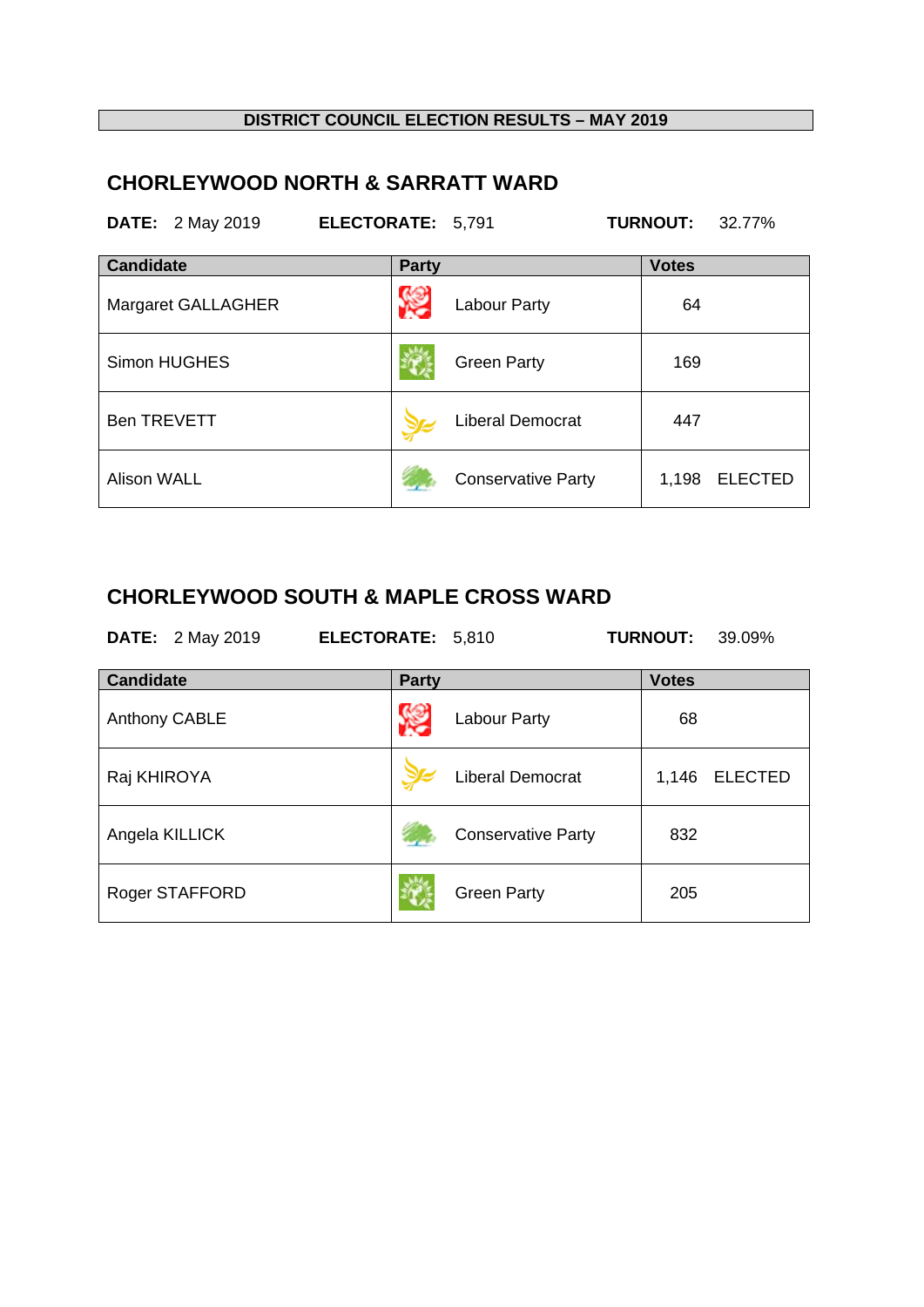**DISTRICT COUNCIL ELECTION RESULTS – MAY 2019**

## CHORLEYWOOD NORTH & SARRATT WARD

**DATE:** 2 May 2019 **ELECTORATE:** 5,791 **TURNOUT:** 32.77%

| Candidate | Party | Votes |
|---|---|---|
| Margaret GALLAGHER | Labour Party | 64 |
| Simon HUGHES | Green Party | 169 |
| Ben TREVETT | Liberal Democrat | 447 |
| Alison WALL | Conservative Party | 1,198 ELECTED |

## CHORLEYWOOD SOUTH & MAPLE CROSS WARD

**DATE:** 2 May 2019 **ELECTORATE:** 5,810 **TURNOUT:** 39.09%

| Candidate | Party | Votes |
|---|---|---|
| Anthony CABLE | Labour Party | 68 |
| Raj KHIROYA | Liberal Democrat | 1,146 ELECTED |
| Angela KILLICK | Conservative Party | 832 |
| Roger STAFFORD | Green Party | 205 |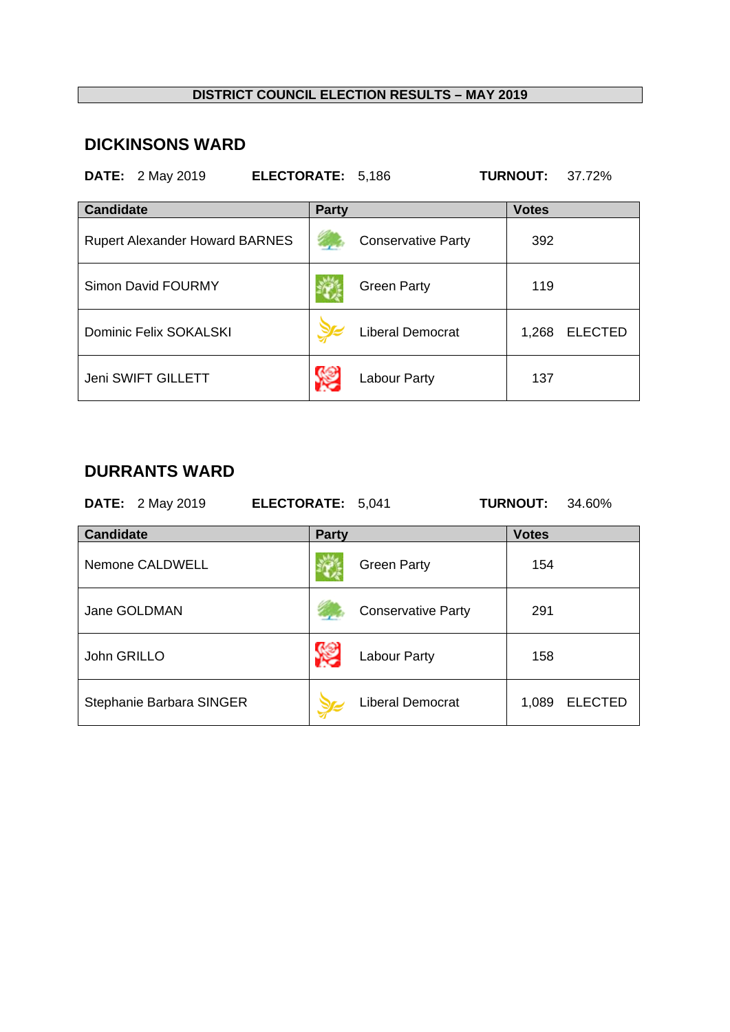**DISTRICT COUNCIL ELECTION RESULTS – MAY 2019**

## DICKINSONS WARD

**DATE:** 2 May 2019 **ELECTORATE:** 5,186 **TURNOUT:** 37.72%

| Candidate | Party | Votes |
|---|---|---|
| Rupert Alexander Howard BARNES | Conservative Party | 392 |
| Simon David FOURMY | Green Party | 119 |
| Dominic Felix SOKALSKI | Liberal Democrat | 1,268 ELECTED |
| Jeni SWIFT GILLETT | Labour Party | 137 |

## DURRANTS WARD

**DATE:** 2 May 2019 **ELECTORATE:** 5,041 **TURNOUT:** 34.60%

| Candidate | Party | Votes |
|---|---|---|
| Nemone CALDWELL | Green Party | 154 |
| Jane GOLDMAN | Conservative Party | 291 |
| John GRILLO | Labour Party | 158 |
| Stephanie Barbara SINGER | Liberal Democrat | 1,089 ELECTED |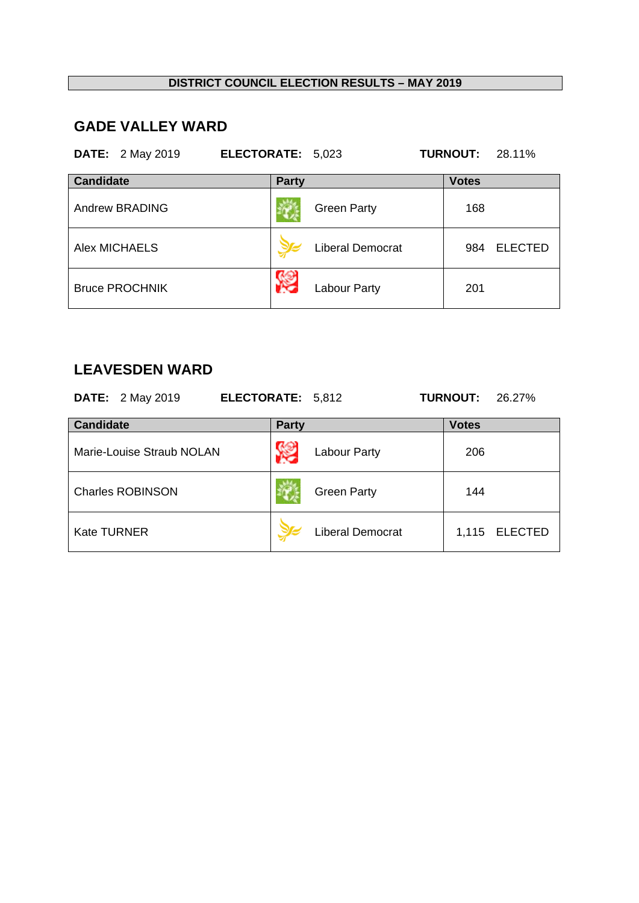**DISTRICT COUNCIL ELECTION RESULTS – MAY 2019**

## GADE VALLEY WARD

**DATE:** 2 May 2019 **ELECTORATE:** 5,023 **TURNOUT:** 28.11%

| Candidate | Party | Votes | |
|---|---|---|---|
| Andrew BRADING | Green Party | 168 | |
| Alex MICHAELS | Liberal Democrat | 984 | ELECTED |
| Bruce PROCHNIK | Labour Party | 201 | |

## LEAVESDEN WARD

**DATE:** 2 May 2019 **ELECTORATE:** 5,812 **TURNOUT:** 26.27%

| Candidate | Party | Votes | |
|---|---|---|---|
| Marie-Louise Straub NOLAN | Labour Party | 206 | |
| Charles ROBINSON | Green Party | 144 | |
| Kate TURNER | Liberal Democrat | 1,115 | ELECTED |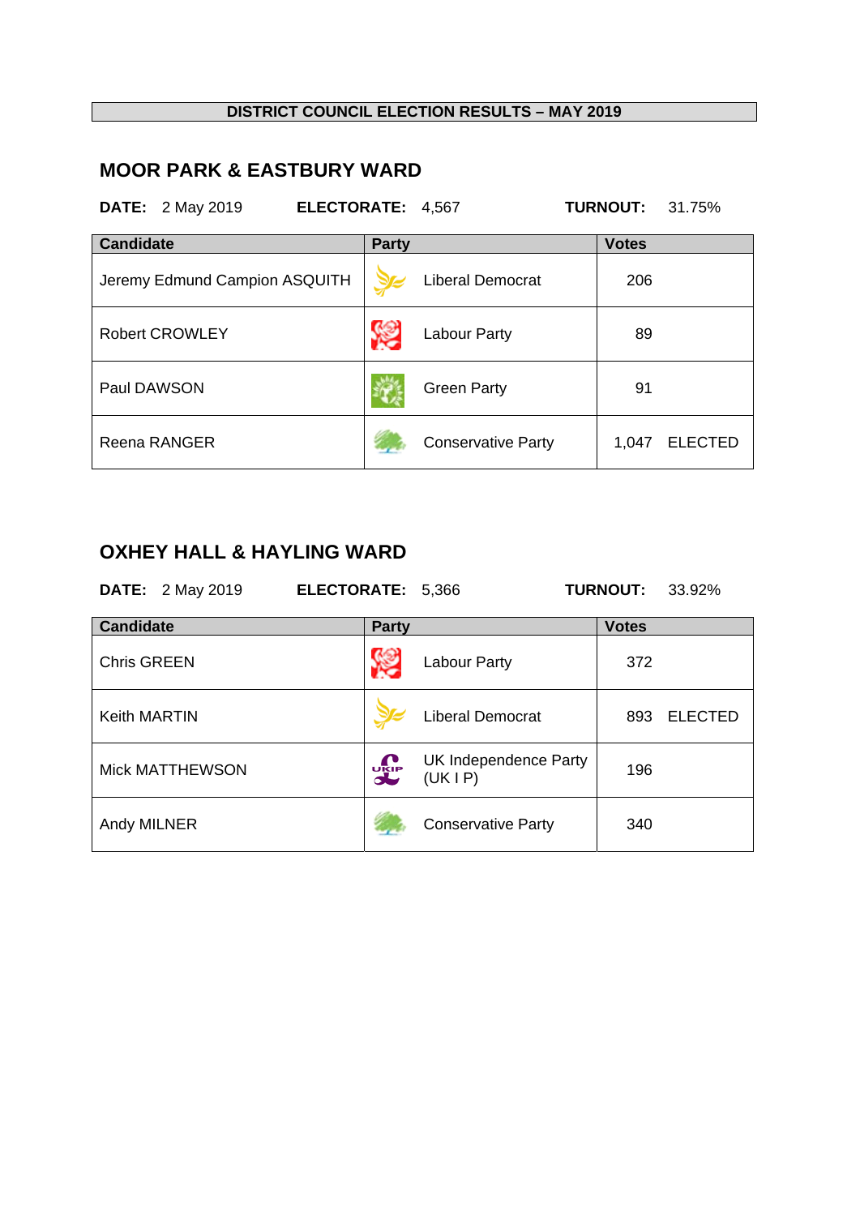# DISTRICT COUNCIL ELECTION RESULTS – MAY 2019

## MOOR PARK & EASTBURY WARD

**DATE:** 2 May 2019 **ELECTORATE:** 4,567 **TURNOUT:** 31.75%

| Candidate | Party | Votes |
|---|---|---|
| Jeremy Edmund Campion ASQUITH | Liberal Democrat | 206 |
| Robert CROWLEY | Labour Party | 89 |
| Paul DAWSON | Green Party | 91 |
| Reena RANGER | Conservative Party | 1,047 ELECTED |

## OXHEY HALL & HAYLING WARD

**DATE:** 2 May 2019 **ELECTORATE:** 5,366 **TURNOUT:** 33.92%

| Candidate | Party | Votes |
|---|---|---|
| Chris GREEN | Labour Party | 372 |
| Keith MARTIN | Liberal Democrat | 893 ELECTED |
| Mick MATTHEWSON | UK Independence Party (UK I P) | 196 |
| Andy MILNER | Conservative Party | 340 |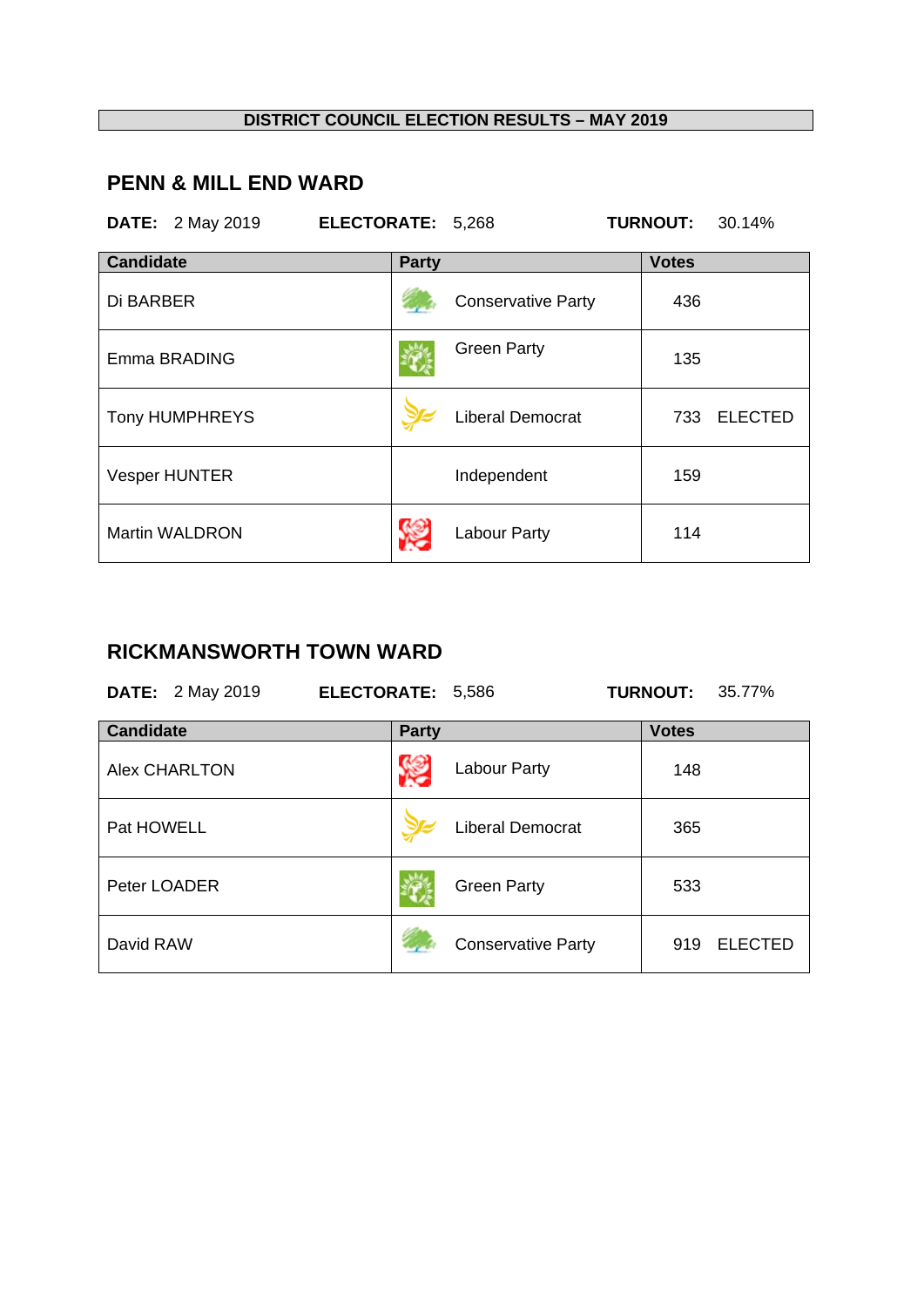**DISTRICT COUNCIL ELECTION RESULTS – MAY 2019**

## PENN & MILL END WARD

**DATE:** 2 May 2019 **ELECTORATE:** 5,268 **TURNOUT:** 30.14%

| Candidate | Party | Votes |
|---|---|---|
| Di BARBER | Conservative Party | 436 |
| Emma BRADING | Green Party | 135 |
| Tony HUMPHREYS | Liberal Democrat | 733 ELECTED |
| Vesper HUNTER | Independent | 159 |
| Martin WALDRON | Labour Party | 114 |

## RICKMANSWORTH TOWN WARD

**DATE:** 2 May 2019 **ELECTORATE:** 5,586 **TURNOUT:** 35.77%

| Candidate | Party | Votes |
|---|---|---|
| Alex CHARLTON | Labour Party | 148 |
| Pat HOWELL | Liberal Democrat | 365 |
| Peter LOADER | Green Party | 533 |
| David RAW | Conservative Party | 919 ELECTED |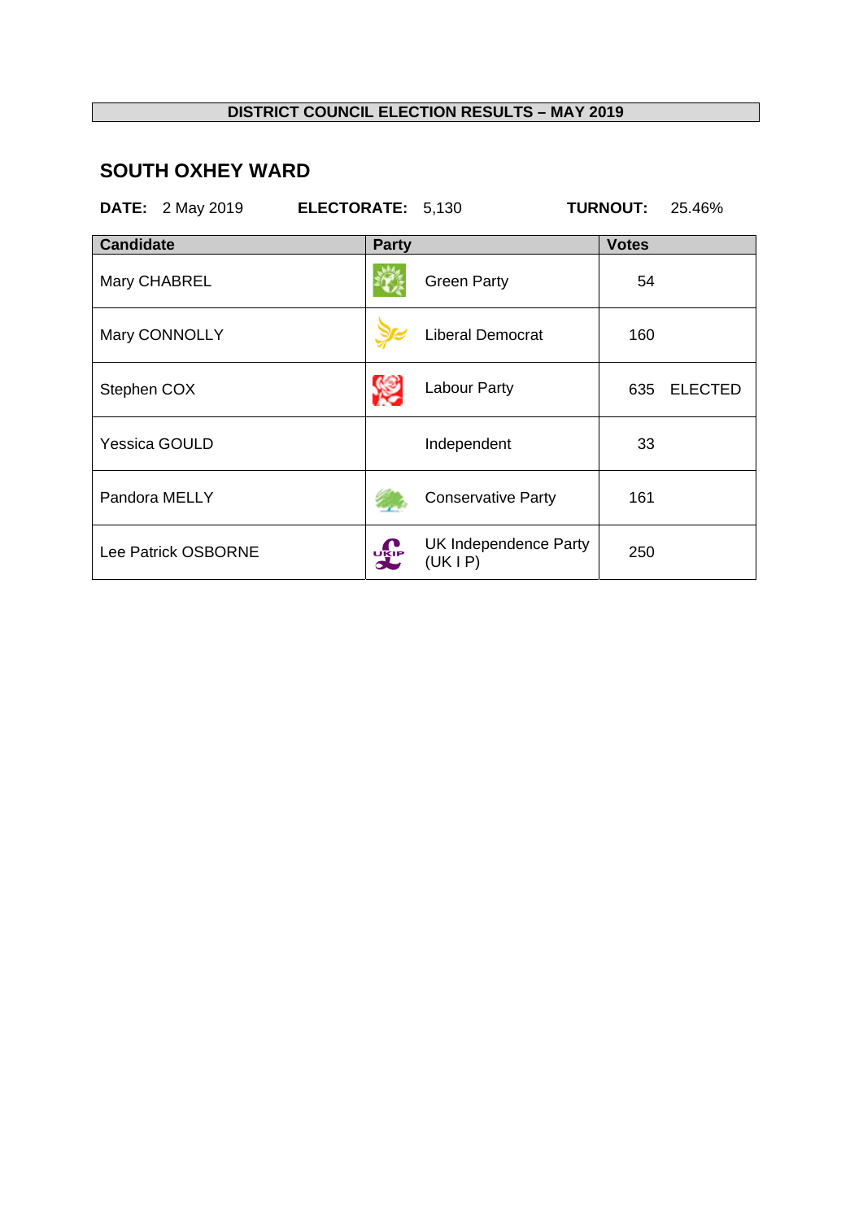**DISTRICT COUNCIL ELECTION RESULTS – MAY 2019**

## SOUTH OXHEY WARD

**DATE:** 2 May 2019 **ELECTORATE:** 5,130 **TURNOUT:** 25.46%

| Candidate | Party | Votes |
|---|---|---|
| Mary CHABREL | Green Party | 54 |
| Mary CONNOLLY | Liberal Democrat | 160 |
| Stephen COX | Labour Party | 635 ELECTED |
| Yessica GOULD | Independent | 33 |
| Pandora MELLY | Conservative Party | 161 |
| Lee Patrick OSBORNE | UK Independence Party (UK I P) | 250 |